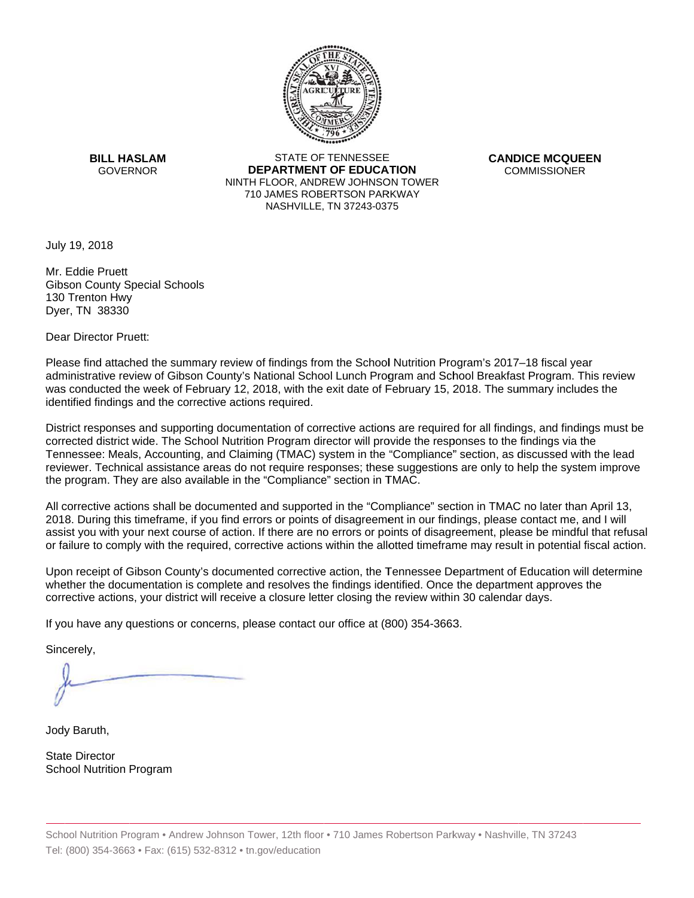**BILL HASLAM**
GOVERNOR

STATE OF TENNESSEE
**DEPARTMENT OF EDUCATION**
NINTH FLOOR, ANDREW JOHNSON TOWER
710 JAMES ROBERTSON PARKWAY
NASHVILLE, TN 37243-0375

**CANDICE MCQUEEN**
COMMISSIONER

July 19, 2018

Mr. Eddie Pruett
Gibson County Special Schools
130 Trenton Hwy
Dyer, TN 38330

Dear Director Pruett:

Please find attached the summary review of findings from the School Nutrition Program's 2017–18 fiscal year administrative review of Gibson County's National School Lunch Program and School Breakfast Program. This review was conducted the week of February 12, 2018, with the exit date of February 15, 2018. The summary includes the identified findings and the corrective actions required.

District responses and supporting documentation of corrective actions are required for all findings, and findings must be corrected district wide. The School Nutrition Program director will provide the responses to the findings via the Tennessee: Meals, Accounting, and Claiming (TMAC) system in the "Compliance" section, as discussed with the lead reviewer. Technical assistance areas do not require responses; these suggestions are only to help the system improve the program. They are also available in the "Compliance" section in TMAC.

All corrective actions shall be documented and supported in the "Compliance" section in TMAC no later than April 13, 2018. During this timeframe, if you find errors or points of disagreement in our findings, please contact me, and I will assist you with your next course of action. If there are no errors or points of disagreement, please be mindful that refusal or failure to comply with the required, corrective actions within the allotted timeframe may result in potential fiscal action.

Upon receipt of Gibson County's documented corrective action, the Tennessee Department of Education will determine whether the documentation is complete and resolves the findings identified. Once the department approves the corrective actions, your district will receive a closure letter closing the review within 30 calendar days.

If you have any questions or concerns, please contact our office at (800) 354-3663.

Sincerely,

Jody Baruth,

State Director
School Nutrition Program

School Nutrition Program • Andrew Johnson Tower, 12th floor • 710 James Robertson Parkway • Nashville, TN 37243
Tel: (800) 354-3663 • Fax: (615) 532-8312 • tn.gov/education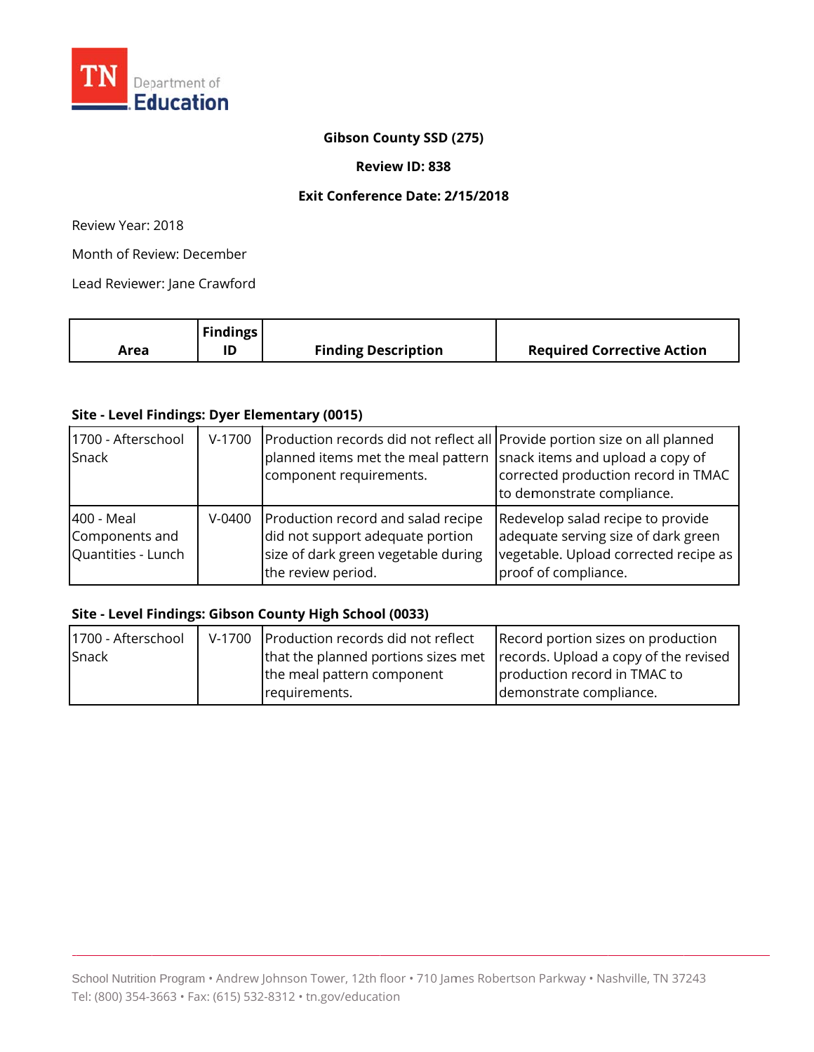**Gibson County SSD (275)**

**Review ID: 838**

**Exit Conference Date: 2/15/2018**

Review Year: 2018

Month of Review: December

Lead Reviewer: Jane Crawford

| Area | Findings ID | Finding Description | Required Corrective Action |
|---|---|---|---|
| **Site - Level Findings: Dyer Elementary (0015)** | | | |
| 1700 - Afterschool Snack | V-1700 | Production records did not reflect all planned items met the meal pattern component requirements. | Provide portion size on all planned snack items and upload a copy of corrected production record in TMAC to demonstrate compliance. |
| 400 - Meal Components and Quantities - Lunch | V-0400 | Production record and salad recipe did not support adequate portion size of dark green vegetable during the review period. | Redevelop salad recipe to provide adequate serving size of dark green vegetable. Upload corrected recipe as proof of compliance. |
| **Site - Level Findings: Gibson County High School (0033)** | | | |
| 1700 - Afterschool Snack | V-1700 | Production records did not reflect that the planned portions sizes met the meal pattern component requirements. | Record portion sizes on production records. Upload a copy of the revised production record in TMAC to demonstrate compliance. |

School Nutrition Program • Andrew Johnson Tower, 12th floor • 710 James Robertson Parkway • Nashville, TN 37243
Tel: (800) 354-3663 • Fax: (615) 532-8312 • tn.gov/education